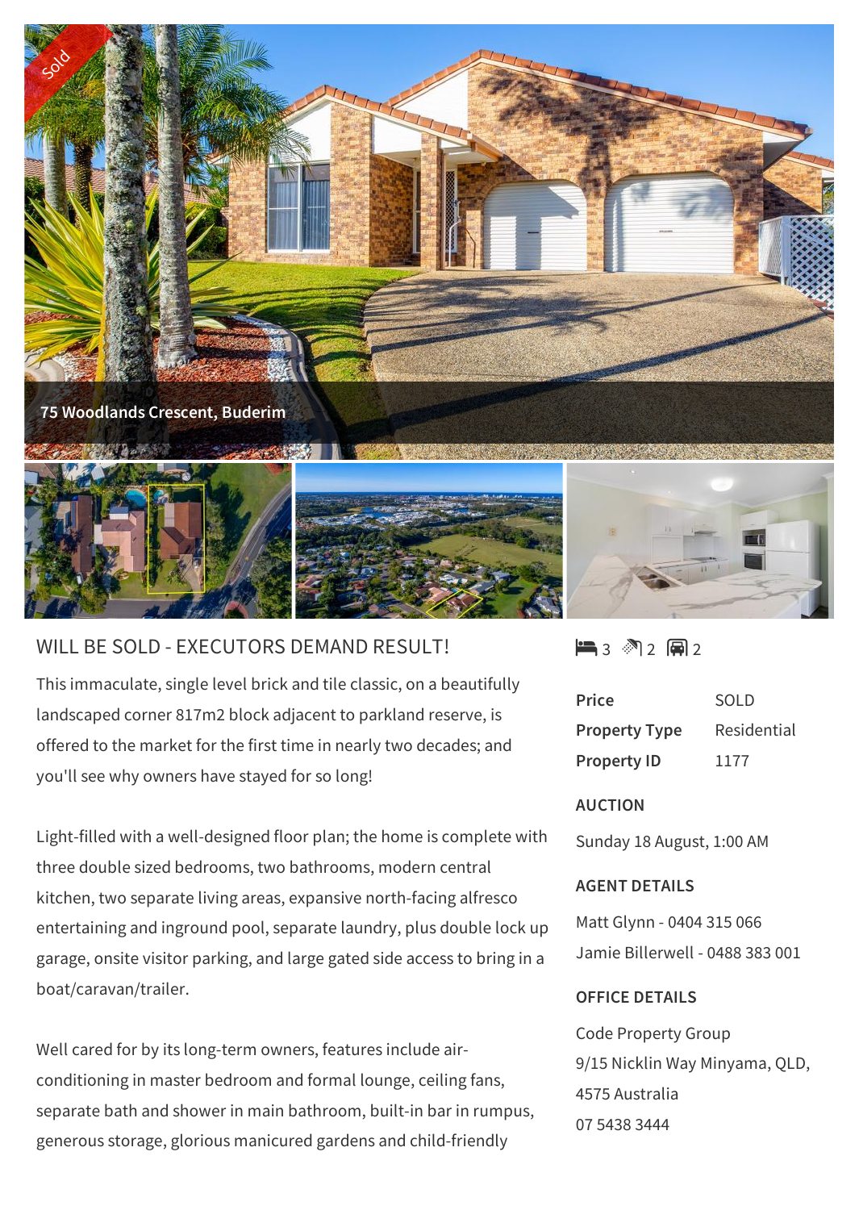Sold

75 Woodlands Crescent, Buderim

## WILL BE SOLD - EXECUTORS DEMAND RESULT!

This immaculate, single level brick and tile classic, on a beautifully landscaped corner 817m2 block adjacent to parkland reserve, is offered to the market for the first time in nearly two decades; and you'll see why owners have stayed for so long!

Light-filled with a well-designed floor plan; the home is complete with three double sized bedrooms, two bathrooms, modern central kitchen, two separate living areas, expansive north-facing alfresco entertaining and inground pool, separate laundry, plus double lock up garage, onsite visitor parking, and large gated side access to bring in a boat/caravan/trailer.

Well cared for by its long-term owners, features include air-conditioning in master bedroom and formal lounge, ceiling fans, separate bath and shower in main bathroom, built-in bar in rumpus, generous storage, glorious manicured gardens and child-friendly

3 2 2

| | |
|---|---|
| **Price** | SOLD |
| **Property Type** | Residential |
| **Property ID** | 1177 |

### AUCTION

Sunday 18 August, 1:00 AM

### AGENT DETAILS

Matt Glynn - 0404 315 066

Jamie Billerwell - 0488 383 001

### OFFICE DETAILS

Code Property Group

9/15 Nicklin Way Minyama, QLD, 4575 Australia

07 5438 3444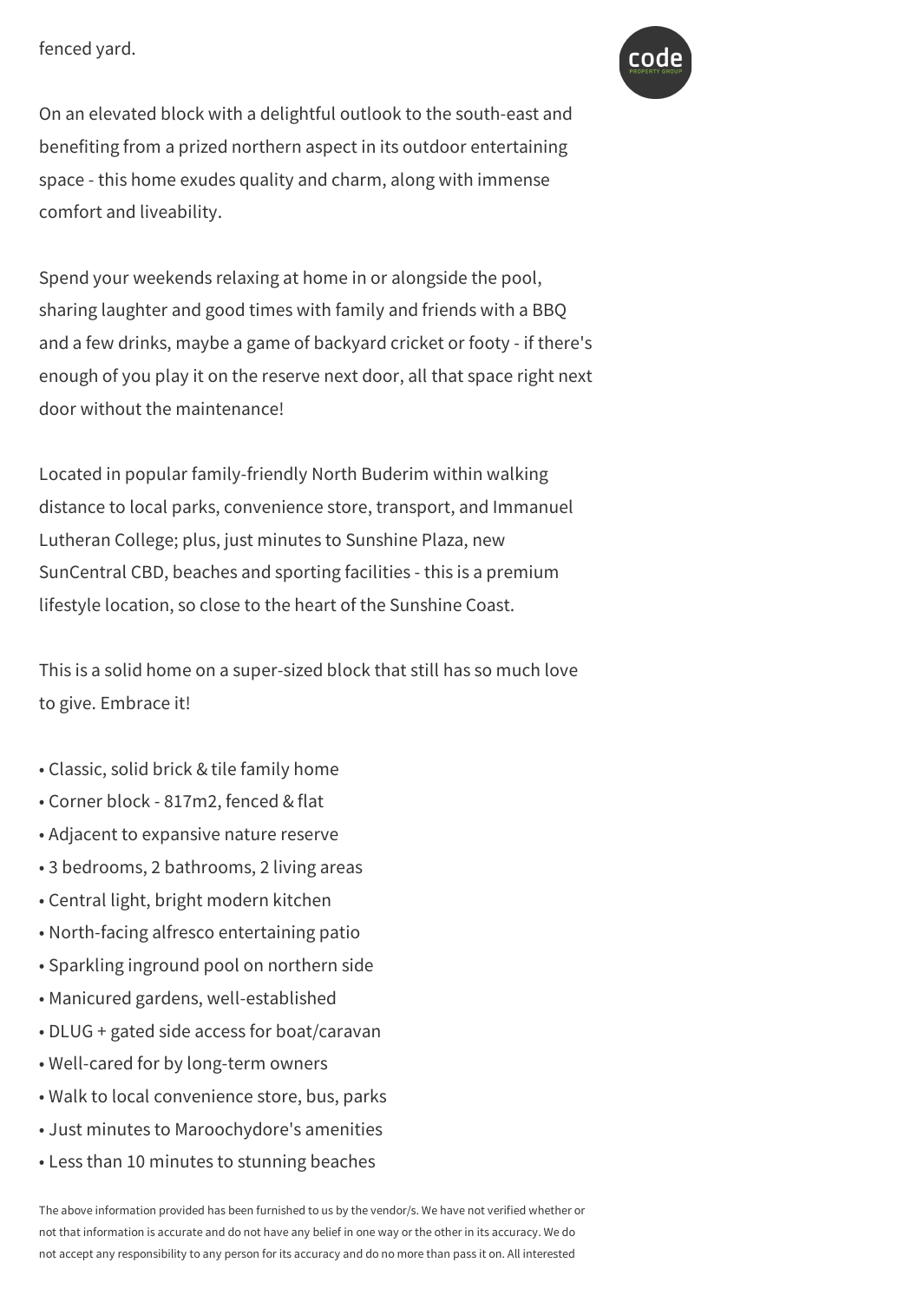fenced yard.

On an elevated block with a delightful outlook to the south-east and benefiting from a prized northern aspect in its outdoor entertaining space - this home exudes quality and charm, along with immense comfort and liveability.

Spend your weekends relaxing at home in or alongside the pool, sharing laughter and good times with family and friends with a BBQ and a few drinks, maybe a game of backyard cricket or footy - if there's enough of you play it on the reserve next door, all that space right next door without the maintenance!

Located in popular family-friendly North Buderim within walking distance to local parks, convenience store, transport, and Immanuel Lutheran College; plus, just minutes to Sunshine Plaza, new SunCentral CBD, beaches and sporting facilities - this is a premium lifestyle location, so close to the heart of the Sunshine Coast.

This is a solid home on a super-sized block that still has so much love to give. Embrace it!

- Classic, solid brick & tile family home
- Corner block - 817m2, fenced & flat
- Adjacent to expansive nature reserve
- 3 bedrooms, 2 bathrooms, 2 living areas
- Central light, bright modern kitchen
- North-facing alfresco entertaining patio
- Sparkling inground pool on northern side
- Manicured gardens, well-established
- DLUG + gated side access for boat/caravan
- Well-cared for by long-term owners
- Walk to local convenience store, bus, parks
- Just minutes to Maroochydore's amenities
- Less than 10 minutes to stunning beaches

The above information provided has been furnished to us by the vendor/s. We have not verified whether or not that information is accurate and do not have any belief in one way or the other in its accuracy. We do not accept any responsibility to any person for its accuracy and do no more than pass it on. All interested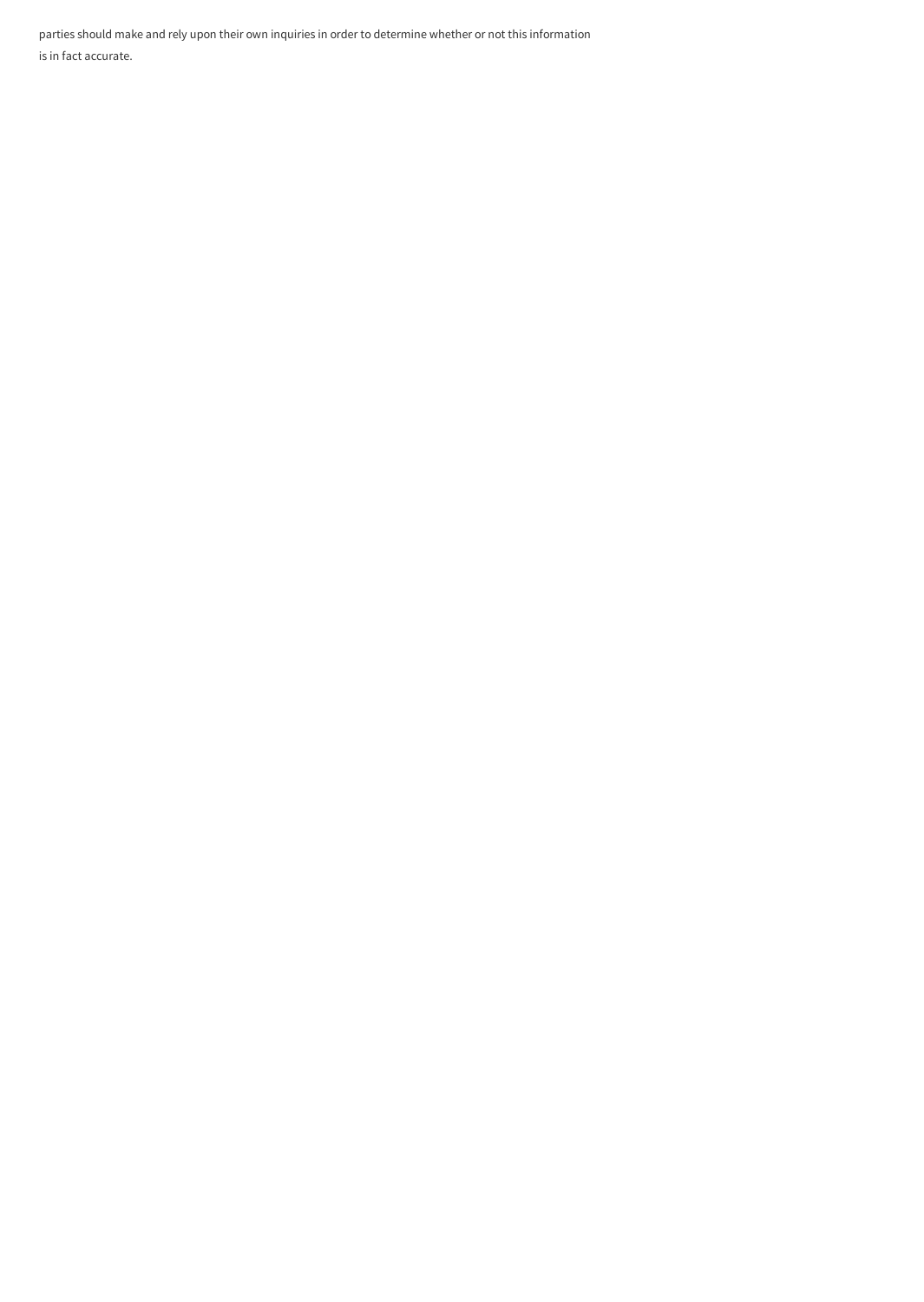parties should make and rely upon their own inquiries in order to determine whether or not this information is in fact accurate.